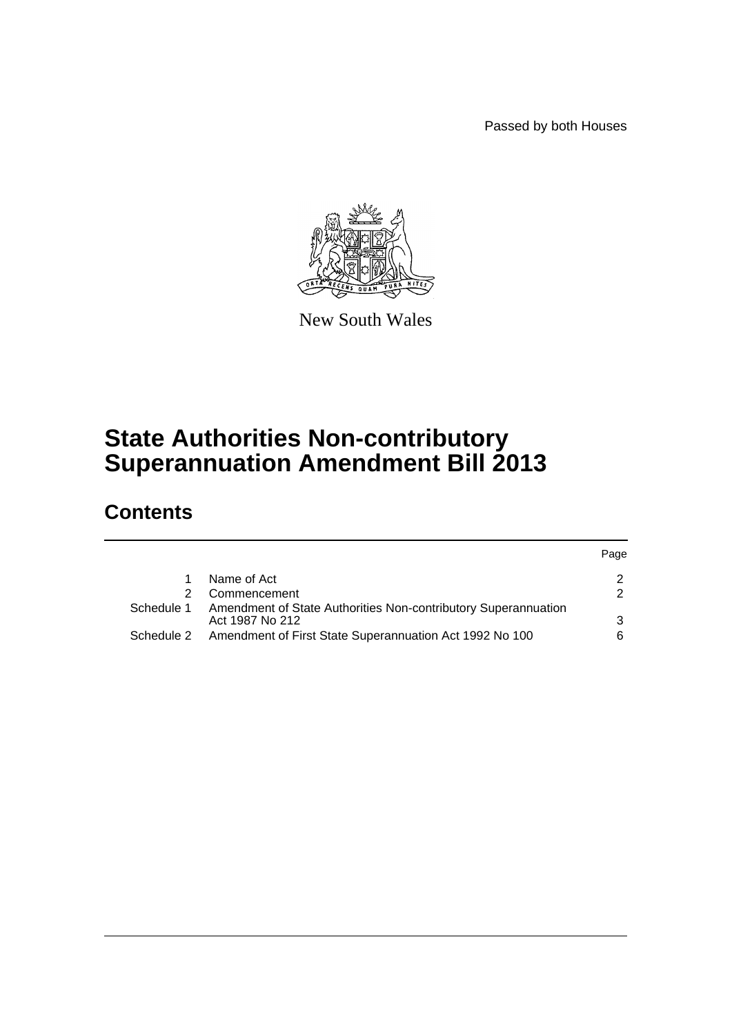Passed by both Houses

New South Wales

# State Authorities Non-contributory Superannuation Amendment Bill 2013

## Contents

| | | Page |
|---|---|---|
| 1 | Name of Act | 2 |
| 2 | Commencement | 2 |
| Schedule 1 | Amendment of State Authorities Non-contributory Superannuation Act 1987 No 212 | 3 |
| Schedule 2 | Amendment of First State Superannuation Act 1992 No 100 | 6 |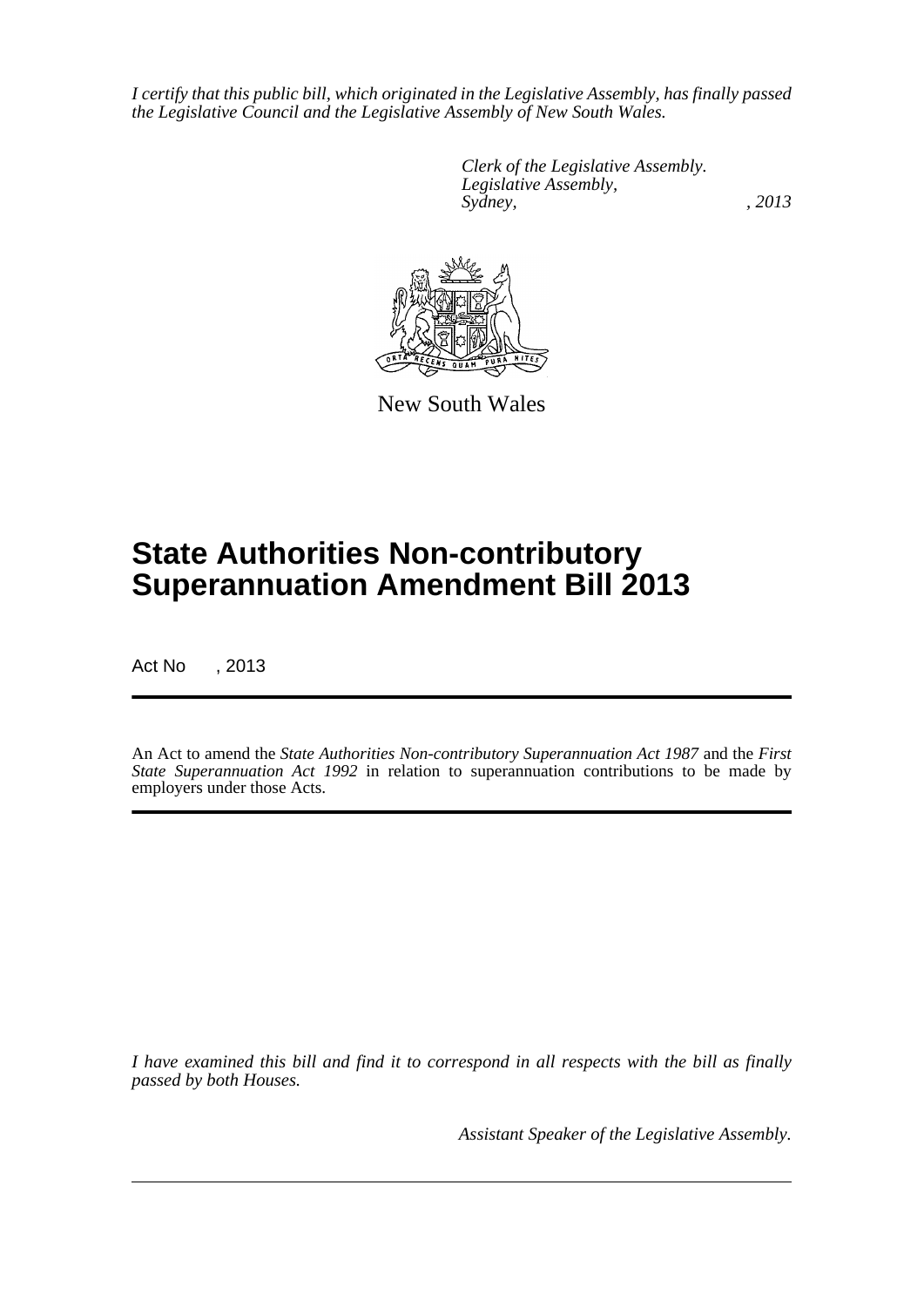*I certify that this public bill, which originated in the Legislative Assembly, has finally passed the Legislative Council and the Legislative Assembly of New South Wales.*

*Clerk of the Legislative Assembly.*
*Legislative Assembly,*
*Sydney, , 2013*

New South Wales

# State Authorities Non-contributory Superannuation Amendment Bill 2013

Act No , 2013

An Act to amend the *State Authorities Non-contributory Superannuation Act 1987* and the *First State Superannuation Act 1992* in relation to superannuation contributions to be made by employers under those Acts.

*I have examined this bill and find it to correspond in all respects with the bill as finally passed by both Houses.*

*Assistant Speaker of the Legislative Assembly.*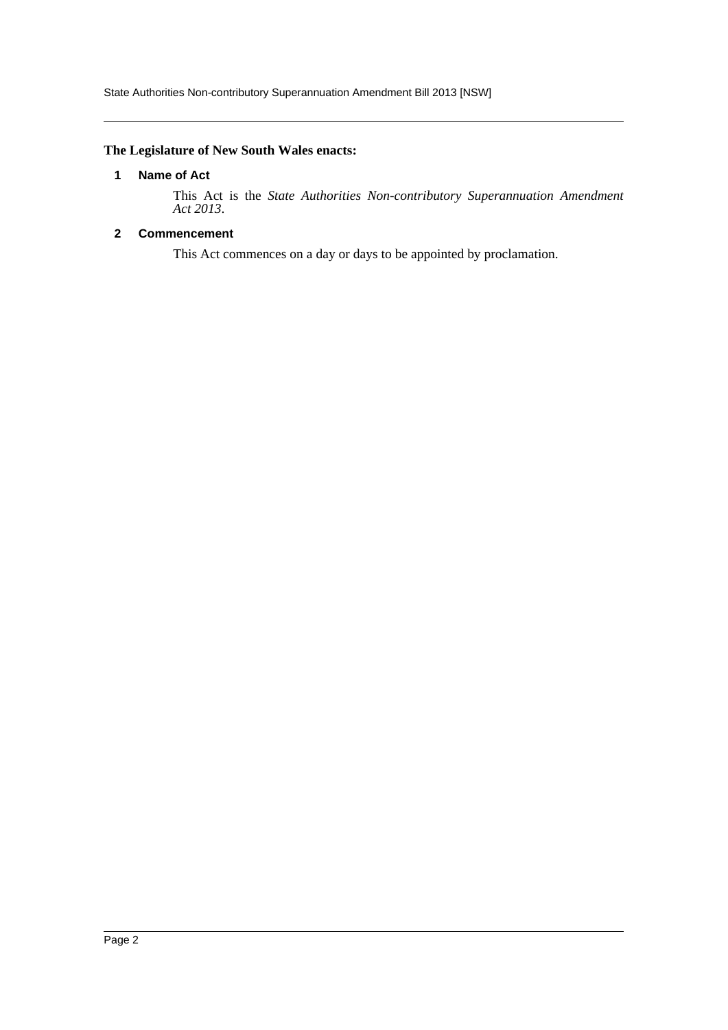**The Legislature of New South Wales enacts:**

## 1 Name of Act

This Act is the *State Authorities Non-contributory Superannuation Amendment Act 2013*.

## 2 Commencement

This Act commences on a day or days to be appointed by proclamation.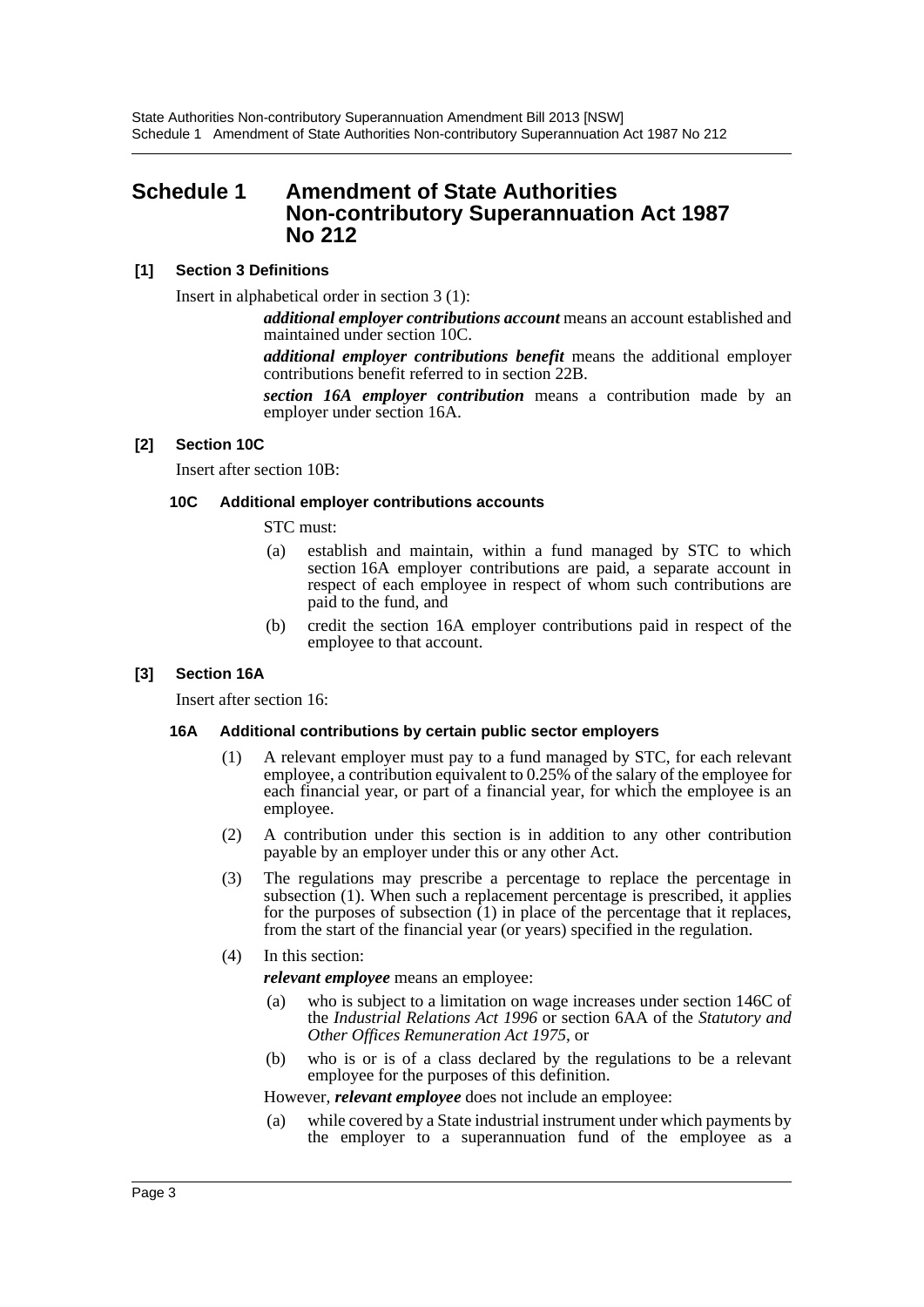# Schedule 1 Amendment of State Authorities Non-contributory Superannuation Act 1987 No 212

**[1] Section 3 Definitions**

Insert in alphabetical order in section 3 (1):

> ***additional employer contributions account*** means an account established and maintained under section 10C.
>
> ***additional employer contributions benefit*** means the additional employer contributions benefit referred to in section 22B.
>
> ***section 16A employer contribution*** means a contribution made by an employer under section 16A.

**[2] Section 10C**

Insert after section 10B:

**10C Additional employer contributions accounts**

STC must:

(a) establish and maintain, within a fund managed by STC to which section 16A employer contributions are paid, a separate account in respect of each employee in respect of whom such contributions are paid to the fund, and

(b) credit the section 16A employer contributions paid in respect of the employee to that account.

**[3] Section 16A**

Insert after section 16:

**16A Additional contributions by certain public sector employers**

(1) A relevant employer must pay to a fund managed by STC, for each relevant employee, a contribution equivalent to 0.25% of the salary of the employee for each financial year, or part of a financial year, for which the employee is an employee.

(2) A contribution under this section is in addition to any other contribution payable by an employer under this or any other Act.

(3) The regulations may prescribe a percentage to replace the percentage in subsection (1). When such a replacement percentage is prescribed, it applies for the purposes of subsection (1) in place of the percentage that it replaces, from the start of the financial year (or years) specified in the regulation.

(4) In this section:

***relevant employee*** means an employee:

(a) who is subject to a limitation on wage increases under section 146C of the *Industrial Relations Act 1996* or section 6AA of the *Statutory and Other Offices Remuneration Act 1975*, or

(b) who is or is of a class declared by the regulations to be a relevant employee for the purposes of this definition.

However, ***relevant employee*** does not include an employee:

(a) while covered by a State industrial instrument under which payments by the employer to a superannuation fund of the employee as a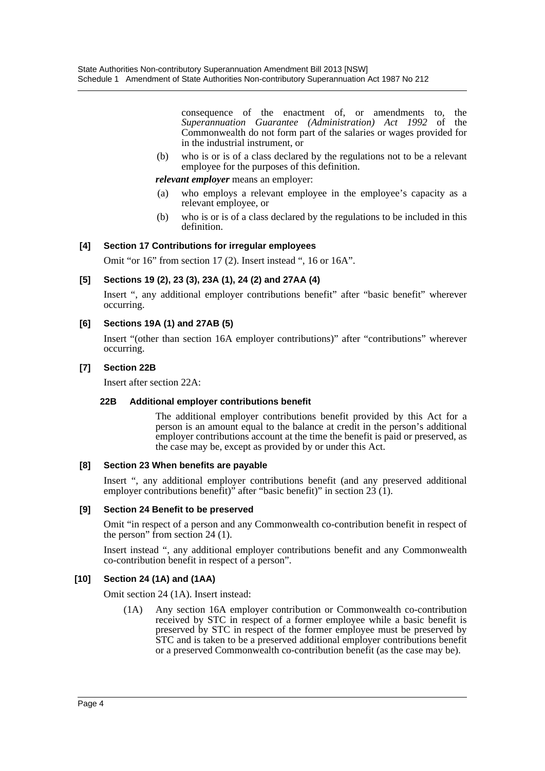consequence of the enactment of, or amendments to, the *Superannuation Guarantee (Administration) Act 1992* of the Commonwealth do not form part of the salaries or wages provided for in the industrial instrument, or

(b) who is or is of a class declared by the regulations not to be a relevant employee for the purposes of this definition.

***relevant employer*** means an employer:

(a) who employs a relevant employee in the employee's capacity as a relevant employee, or

(b) who is or is of a class declared by the regulations to be included in this definition.

### [4] Section 17 Contributions for irregular employees

Omit "or 16" from section 17 (2). Insert instead ", 16 or 16A".

### [5] Sections 19 (2), 23 (3), 23A (1), 24 (2) and 27AA (4)

Insert ", any additional employer contributions benefit" after "basic benefit" wherever occurring.

### [6] Sections 19A (1) and 27AB (5)

Insert "(other than section 16A employer contributions)" after "contributions" wherever occurring.

### [7] Section 22B

Insert after section 22A:

#### 22B Additional employer contributions benefit

The additional employer contributions benefit provided by this Act for a person is an amount equal to the balance at credit in the person's additional employer contributions account at the time the benefit is paid or preserved, as the case may be, except as provided by or under this Act.

### [8] Section 23 When benefits are payable

Insert ", any additional employer contributions benefit (and any preserved additional employer contributions benefit)" after "basic benefit)" in section 23 (1).

### [9] Section 24 Benefit to be preserved

Omit "in respect of a person and any Commonwealth co-contribution benefit in respect of the person" from section 24 (1).

Insert instead ", any additional employer contributions benefit and any Commonwealth co-contribution benefit in respect of a person".

### [10] Section 24 (1A) and (1AA)

Omit section 24 (1A). Insert instead:

(1A) Any section 16A employer contribution or Commonwealth co-contribution received by STC in respect of a former employee while a basic benefit is preserved by STC in respect of the former employee must be preserved by STC and is taken to be a preserved additional employer contributions benefit or a preserved Commonwealth co-contribution benefit (as the case may be).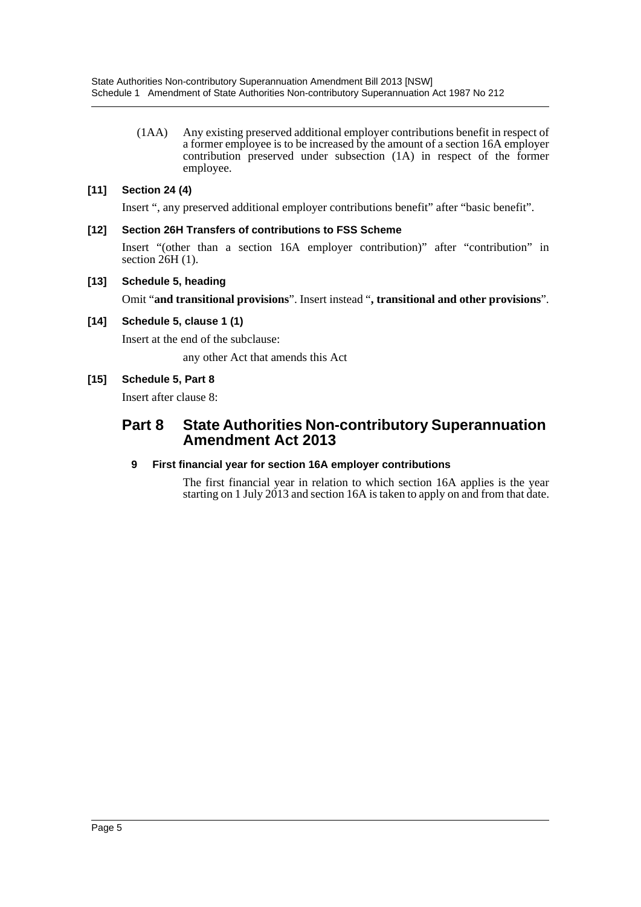(1AA) Any existing preserved additional employer contributions benefit in respect of a former employee is to be increased by the amount of a section 16A employer contribution preserved under subsection (1A) in respect of the former employee.

**[11] Section 24 (4)**

Insert ", any preserved additional employer contributions benefit" after "basic benefit".

**[12] Section 26H Transfers of contributions to FSS Scheme**

Insert "(other than a section 16A employer contribution)" after "contribution" in section 26H (1).

**[13] Schedule 5, heading**

Omit "**and transitional provisions**". Insert instead "**, transitional and other provisions**".

**[14] Schedule 5, clause 1 (1)**

Insert at the end of the subclause:

any other Act that amends this Act

**[15] Schedule 5, Part 8**

Insert after clause 8:

## Part 8 State Authorities Non-contributory Superannuation Amendment Act 2013

### 9 First financial year for section 16A employer contributions

The first financial year in relation to which section 16A applies is the year starting on 1 July 2013 and section 16A is taken to apply on and from that date.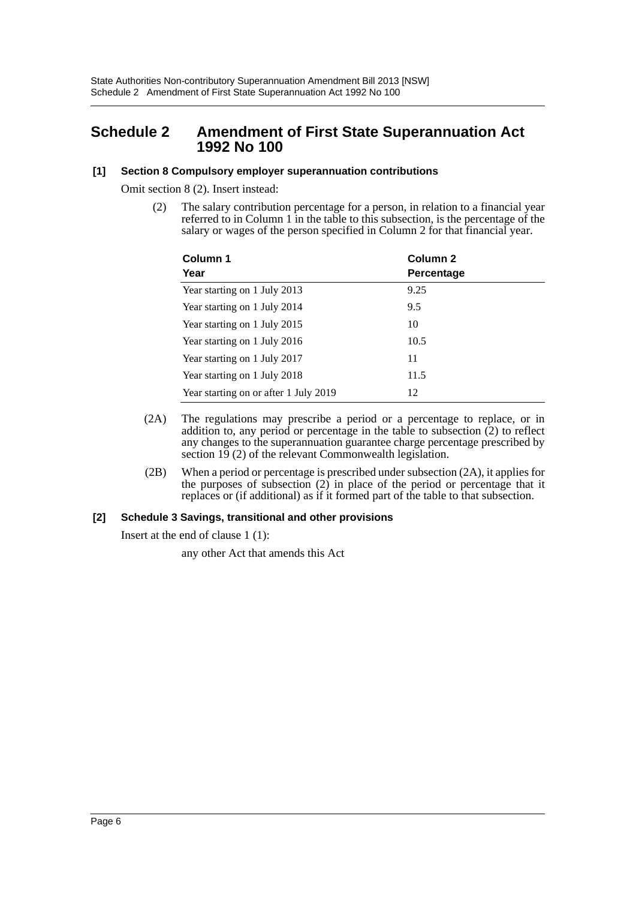## Schedule 2 Amendment of First State Superannuation Act 1992 No 100

**[1] Section 8 Compulsory employer superannuation contributions**

Omit section 8 (2). Insert instead:

(2) The salary contribution percentage for a person, in relation to a financial year referred to in Column 1 in the table to this subsection, is the percentage of the salary or wages of the person specified in Column 2 for that financial year.

| Column 1<br>Year | Column 2<br>Percentage |
|---|---|
| Year starting on 1 July 2013 | 9.25 |
| Year starting on 1 July 2014 | 9.5 |
| Year starting on 1 July 2015 | 10 |
| Year starting on 1 July 2016 | 10.5 |
| Year starting on 1 July 2017 | 11 |
| Year starting on 1 July 2018 | 11.5 |
| Year starting on or after 1 July 2019 | 12 |

(2A) The regulations may prescribe a period or a percentage to replace, or in addition to, any period or percentage in the table to subsection (2) to reflect any changes to the superannuation guarantee charge percentage prescribed by section 19 (2) of the relevant Commonwealth legislation.

(2B) When a period or percentage is prescribed under subsection (2A), it applies for the purposes of subsection (2) in place of the period or percentage that it replaces or (if additional) as if it formed part of the table to that subsection.

**[2] Schedule 3 Savings, transitional and other provisions**

Insert at the end of clause 1 (1):

any other Act that amends this Act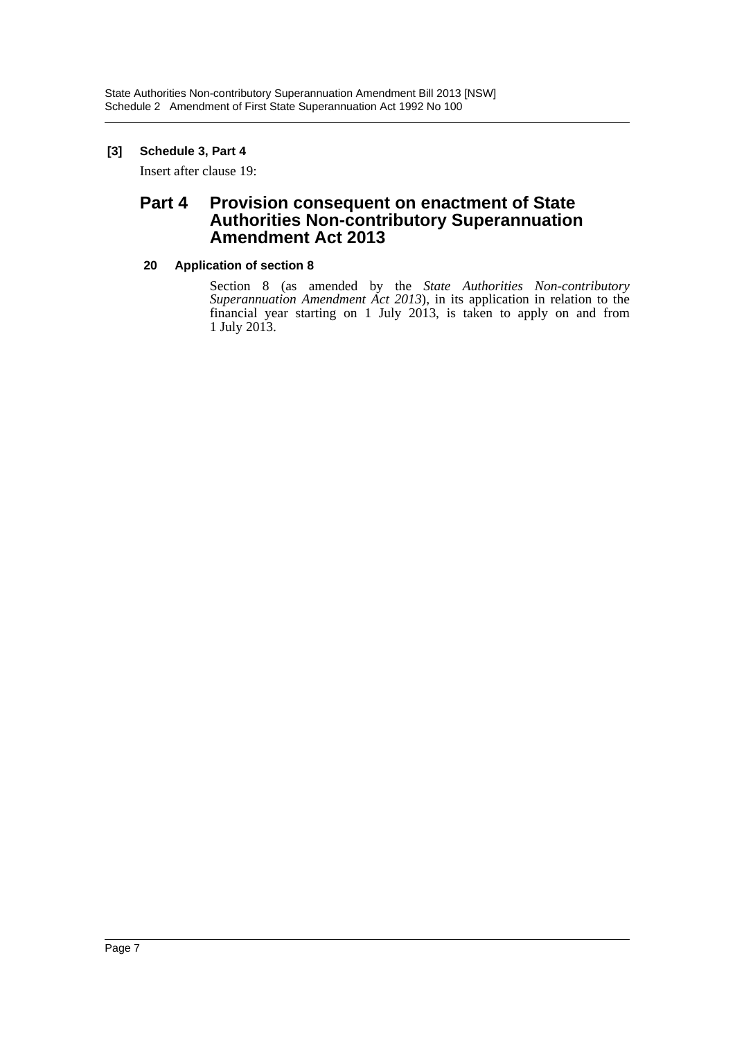**[3] Schedule 3, Part 4**

Insert after clause 19:

## Part 4 Provision consequent on enactment of State Authorities Non-contributory Superannuation Amendment Act 2013

### 20 Application of section 8

Section 8 (as amended by the *State Authorities Non-contributory Superannuation Amendment Act 2013*), in its application in relation to the financial year starting on 1 July 2013, is taken to apply on and from 1 July 2013.